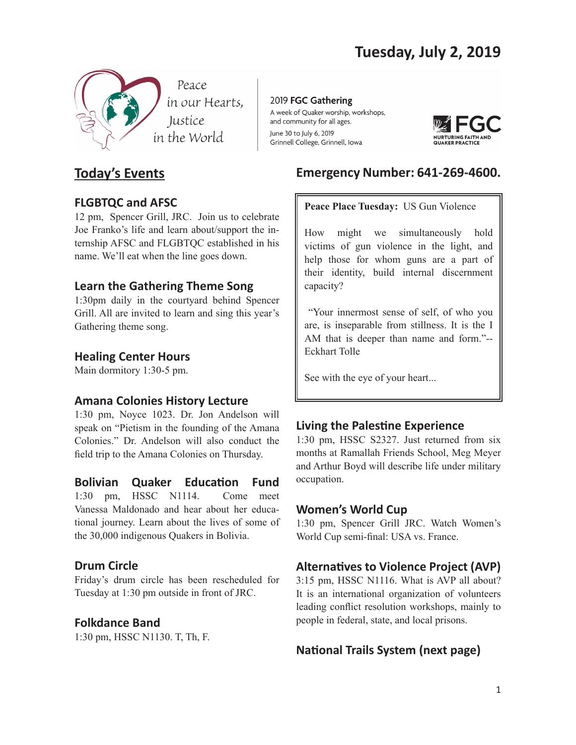# Tuesday, July 2, 2019

Peace in our Hearts, Justice in the World

2019 **FGC Gathering**
A week of Quaker worship, workshops, and community for all ages.
June 30 to July 6, 2019
Grinnell College, Grinnell, Iowa

FGC
NURTURING FAITH AND QUAKER PRACTICE

## Today's Events

### FLGBTQC and AFSC

12 pm, Spencer Grill, JRC. Join us to celebrate Joe Franko's life and learn about/support the internship AFSC and FLGBTQC established in his name. We'll eat when the line goes down.

### Learn the Gathering Theme Song

1:30pm daily in the courtyard behind Spencer Grill. All are invited to learn and sing this year's Gathering theme song.

### Healing Center Hours

Main dormitory 1:30-5 pm.

### Amana Colonies History Lecture

1:30 pm, Noyce 1023. Dr. Jon Andelson will speak on "Pietism in the founding of the Amana Colonies." Dr. Andelson will also conduct the field trip to the Amana Colonies on Thursday.

### Bolivian Quaker Education Fund

1:30 pm, HSSC N1114. Come meet Vanessa Maldonado and hear about her educational journey. Learn about the lives of some of the 30,000 indigenous Quakers in Bolivia.

### Drum Circle

Friday's drum circle has been rescheduled for Tuesday at 1:30 pm outside in front of JRC.

### Folkdance Band

1:30 pm, HSSC N1130. T, Th, F.

## Emergency Number: 641-269-4600.

**Peace Place Tuesday:** US Gun Violence

How might we simultaneously hold victims of gun violence in the light, and help those for whom guns are a part of their identity, build internal discernment capacity?

"Your innermost sense of self, of who you are, is inseparable from stillness. It is the I AM that is deeper than name and form."--Eckhart Tolle

See with the eye of your heart...

### Living the Palestine Experience

1:30 pm, HSSC S2327. Just returned from six months at Ramallah Friends School, Meg Meyer and Arthur Boyd will describe life under military occupation.

### Women's World Cup

1:30 pm, Spencer Grill JRC. Watch Women's World Cup semi-final: USA vs. France.

### Alternatives to Violence Project (AVP)

3:15 pm, HSSC N1116. What is AVP all about? It is an international organization of volunteers leading conflict resolution workshops, mainly to people in federal, state, and local prisons.

### National Trails System (next page)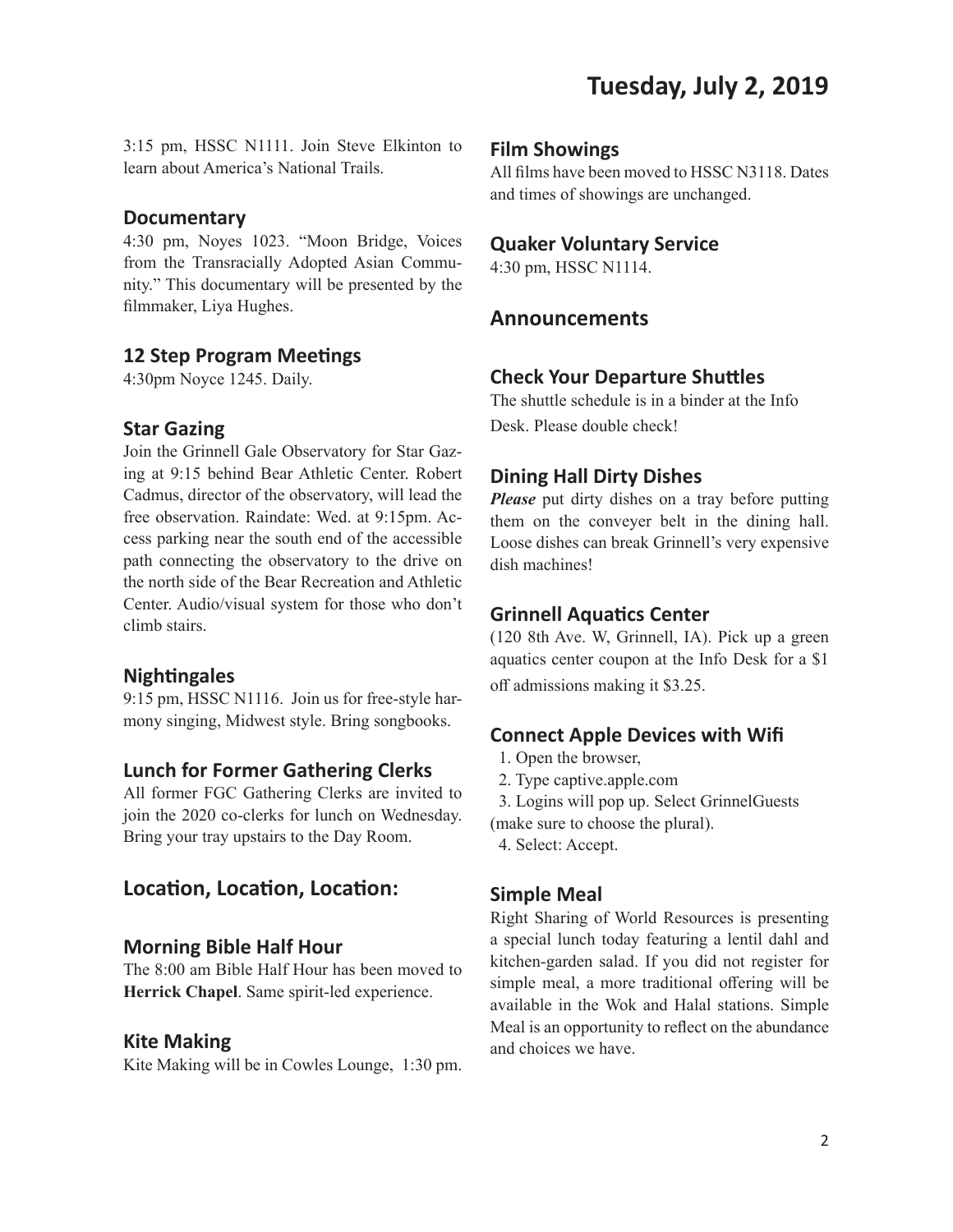3:15 pm, HSSC N1111. Join Steve Elkinton to learn about America's National Trails.

### Documentary

4:30 pm, Noyes 1023. "Moon Bridge, Voices from the Transracially Adopted Asian Community." This documentary will be presented by the filmmaker, Liya Hughes.

### 12 Step Program Meetings

4:30pm Noyce 1245. Daily.

### Star Gazing

Join the Grinnell Gale Observatory for Star Gazing at 9:15 behind Bear Athletic Center. Robert Cadmus, director of the observatory, will lead the free observation. Raindate: Wed. at 9:15pm. Access parking near the south end of the accessible path connecting the observatory to the drive on the north side of the Bear Recreation and Athletic Center. Audio/visual system for those who don't climb stairs.

### Nightingales

9:15 pm, HSSC N1116. Join us for free-style harmony singing, Midwest style. Bring songbooks.

### Lunch for Former Gathering Clerks

All former FGC Gathering Clerks are invited to join the 2020 co-clerks for lunch on Wednesday. Bring your tray upstairs to the Day Room.

## Location, Location, Location:

### Morning Bible Half Hour

The 8:00 am Bible Half Hour has been moved to **Herrick Chapel**. Same spirit-led experience.

### Kite Making

Kite Making will be in Cowles Lounge, 1:30 pm.

### Film Showings

All films have been moved to HSSC N3118. Dates and times of showings are unchanged.

### Quaker Voluntary Service

4:30 pm, HSSC N1114.

## Announcements

### Check Your Departure Shuttles

The shuttle schedule is in a binder at the Info Desk. Please double check!

### Dining Hall Dirty Dishes

***Please*** put dirty dishes on a tray before putting them on the conveyer belt in the dining hall. Loose dishes can break Grinnell's very expensive dish machines!

### Grinnell Aquatics Center

(120 8th Ave. W, Grinnell, IA). Pick up a green aquatics center coupon at the Info Desk for a $1 off admissions making it $3.25.

### Connect Apple Devices with Wifi

1. Open the browser,
2. Type captive.apple.com
3. Logins will pop up. Select GrinnelGuests (make sure to choose the plural).
4. Select: Accept.

### Simple Meal

Right Sharing of World Resources is presenting a special lunch today featuring a lentil dahl and kitchen-garden salad. If you did not register for simple meal, a more traditional offering will be available in the Wok and Halal stations. Simple Meal is an opportunity to reflect on the abundance and choices we have.